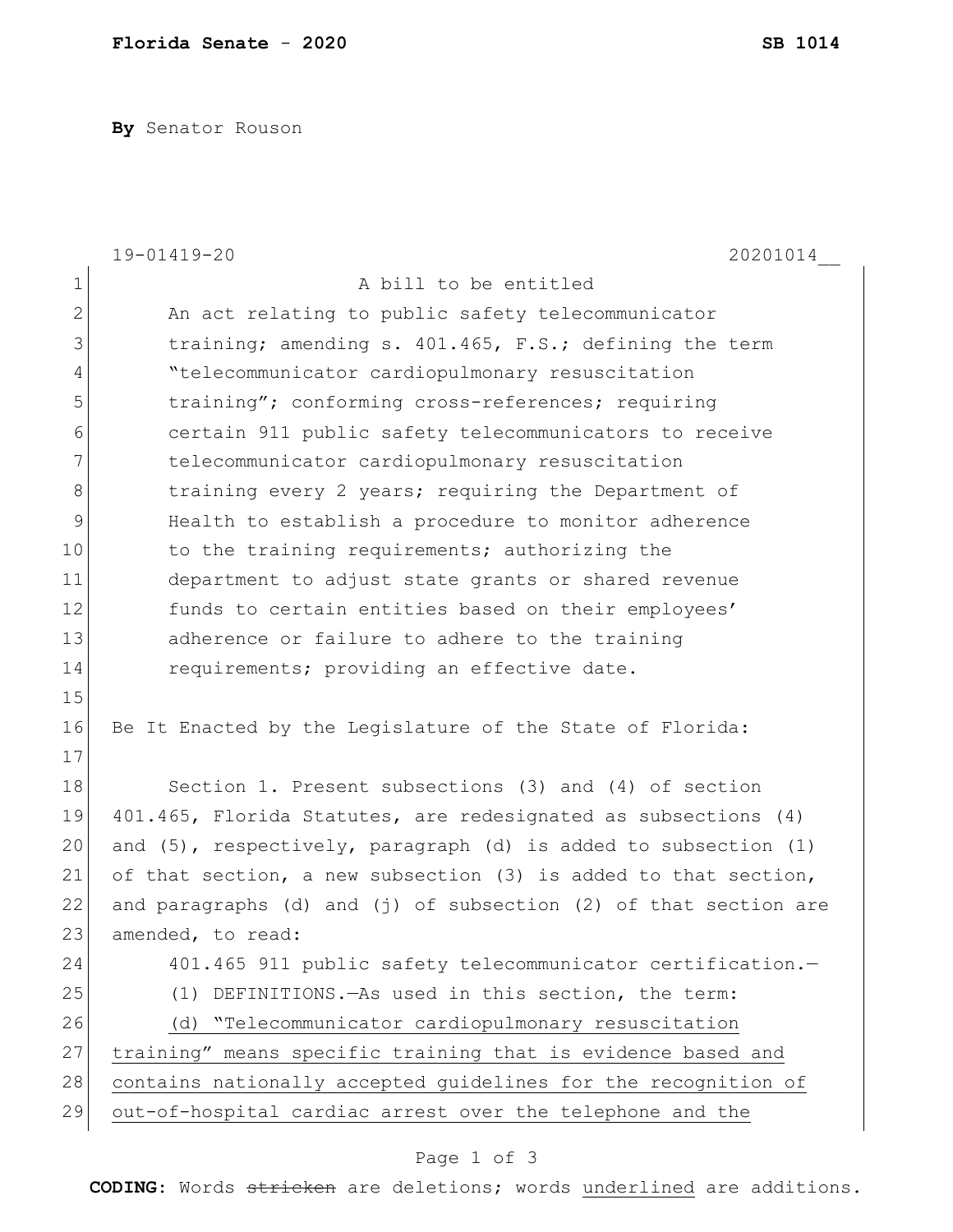**Florida Senate - 2020** **SB 1014**

**By** Senator Rouson

19-01419-20 20201014__

A bill to be entitled

An act relating to public safety telecommunicator training; amending s. 401.465, F.S.; defining the term "telecommunicator cardiopulmonary resuscitation training"; conforming cross-references; requiring certain 911 public safety telecommunicators to receive telecommunicator cardiopulmonary resuscitation training every 2 years; requiring the Department of Health to establish a procedure to monitor adherence to the training requirements; authorizing the department to adjust state grants or shared revenue funds to certain entities based on their employees' adherence or failure to adhere to the training requirements; providing an effective date.

Be It Enacted by the Legislature of the State of Florida:

Section 1. Present subsections (3) and (4) of section 401.465, Florida Statutes, are redesignated as subsections (4) and (5), respectively, paragraph (d) is added to subsection (1) of that section, a new subsection (3) is added to that section, and paragraphs (d) and (j) of subsection (2) of that section are amended, to read:

401.465 911 public safety telecommunicator certification.—

(1) DEFINITIONS.—As used in this section, the term:

<u>(d) "Telecommunicator cardiopulmonary resuscitation training" means specific training that is evidence based and contains nationally accepted guidelines for the recognition of out-of-hospital cardiac arrest over the telephone and the</u>

**CODING:** Words ~~stricken~~ are deletions; words <u>underlined</u> are additions.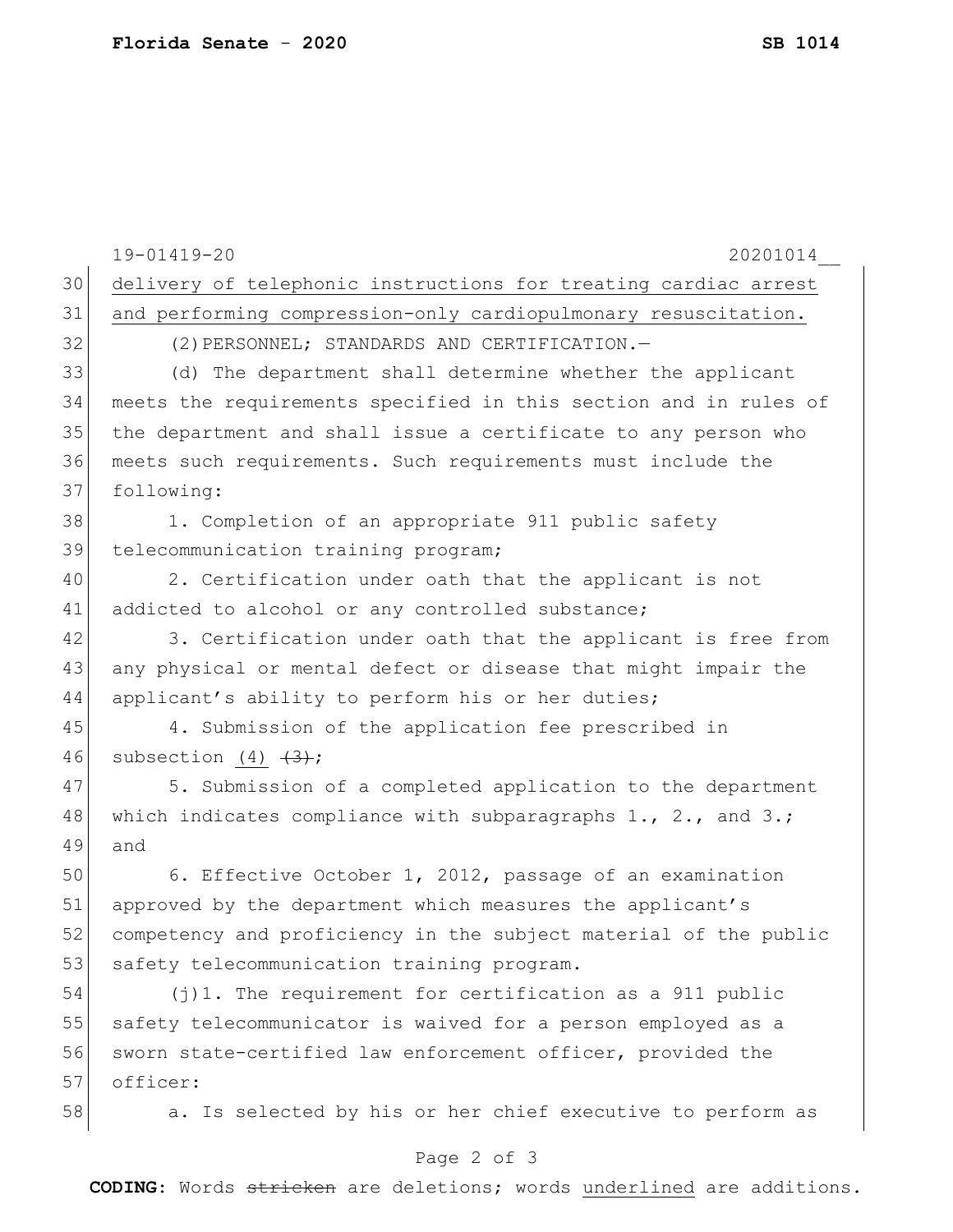delivery of telephonic instructions for treating cardiac arrest and performing compression-only cardiopulmonary resuscitation.

(2) PERSONNEL; STANDARDS AND CERTIFICATION.—

(d) The department shall determine whether the applicant meets the requirements specified in this section and in rules of the department and shall issue a certificate to any person who meets such requirements. Such requirements must include the following:

1. Completion of an appropriate 911 public safety telecommunication training program;

2. Certification under oath that the applicant is not addicted to alcohol or any controlled substance;

3. Certification under oath that the applicant is free from any physical or mental defect or disease that might impair the applicant's ability to perform his or her duties;

4. Submission of the application fee prescribed in subsection (4) ~~(3)~~;

5. Submission of a completed application to the department which indicates compliance with subparagraphs 1., 2., and 3.; and

6. Effective October 1, 2012, passage of an examination approved by the department which measures the applicant's competency and proficiency in the subject material of the public safety telecommunication training program.

(j)1. The requirement for certification as a 911 public safety telecommunicator is waived for a person employed as a sworn state-certified law enforcement officer, provided the officer:

a. Is selected by his or her chief executive to perform as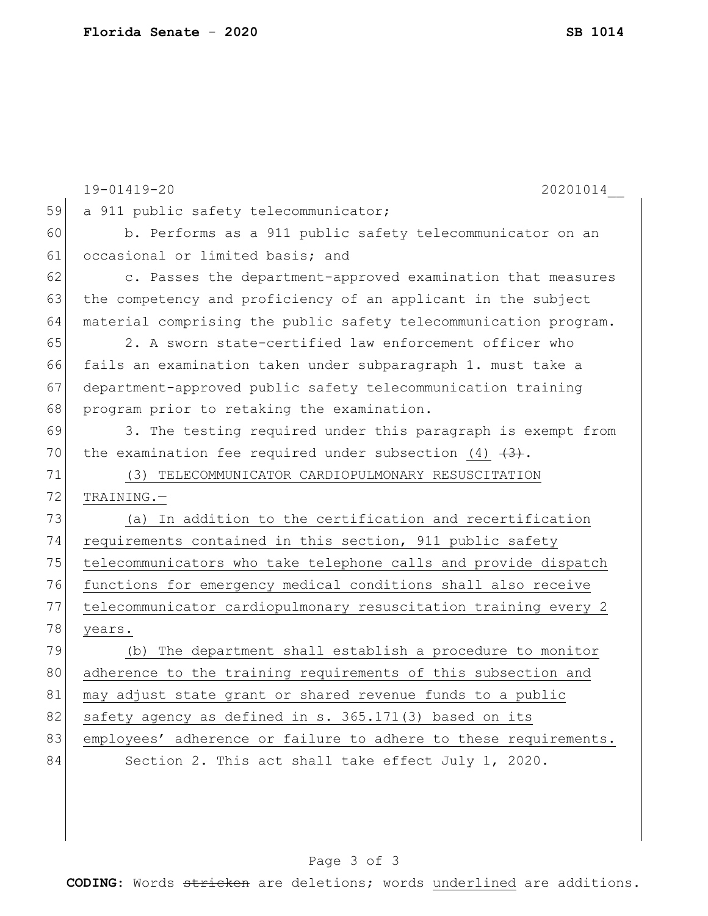a 911 public safety telecommunicator;

b. Performs as a 911 public safety telecommunicator on an occasional or limited basis; and

c. Passes the department-approved examination that measures the competency and proficiency of an applicant in the subject material comprising the public safety telecommunication program.

2. A sworn state-certified law enforcement officer who fails an examination taken under subparagraph 1. must take a department-approved public safety telecommunication training program prior to retaking the examination.

3. The testing required under this paragraph is exempt from the examination fee required under subsection (4) ~~(3)~~.

<u>(3) TELECOMMUNICATOR CARDIOPULMONARY RESUSCITATION TRAINING.—</u>

<u>(a) In addition to the certification and recertification requirements contained in this section, 911 public safety telecommunicators who take telephone calls and provide dispatch functions for emergency medical conditions shall also receive telecommunicator cardiopulmonary resuscitation training every 2 years.</u>

<u>(b) The department shall establish a procedure to monitor adherence to the training requirements of this subsection and may adjust state grant or shared revenue funds to a public safety agency as defined in s. 365.171(3) based on its employees' adherence or failure to adhere to these requirements.</u>

Section 2. This act shall take effect July 1, 2020.